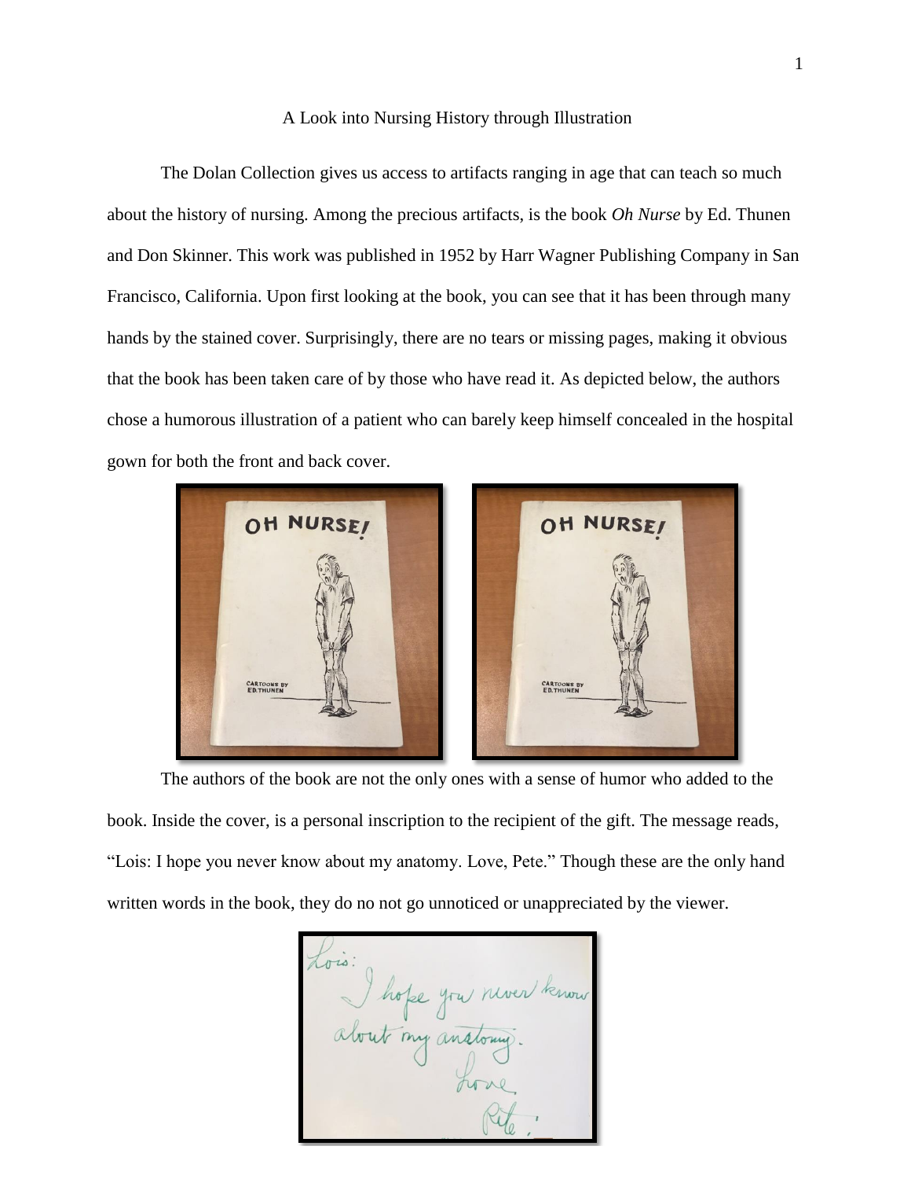A Look into Nursing History through Illustration

The Dolan Collection gives us access to artifacts ranging in age that can teach so much about the history of nursing. Among the precious artifacts, is the book *Oh Nurse* by Ed. Thunen and Don Skinner. This work was published in 1952 by Harr Wagner Publishing Company in San Francisco, California. Upon first looking at the book, you can see that it has been through many hands by the stained cover. Surprisingly, there are no tears or missing pages, making it obvious that the book has been taken care of by those who have read it. As depicted below, the authors chose a humorous illustration of a patient who can barely keep himself concealed in the hospital gown for both the front and back cover.

The authors of the book are not the only ones with a sense of humor who added to the book. Inside the cover, is a personal inscription to the recipient of the gift. The message reads, "Lois: I hope you never know about my anatomy. Love, Pete." Though these are the only hand written words in the book, they do no not go unnoticed or unappreciated by the viewer.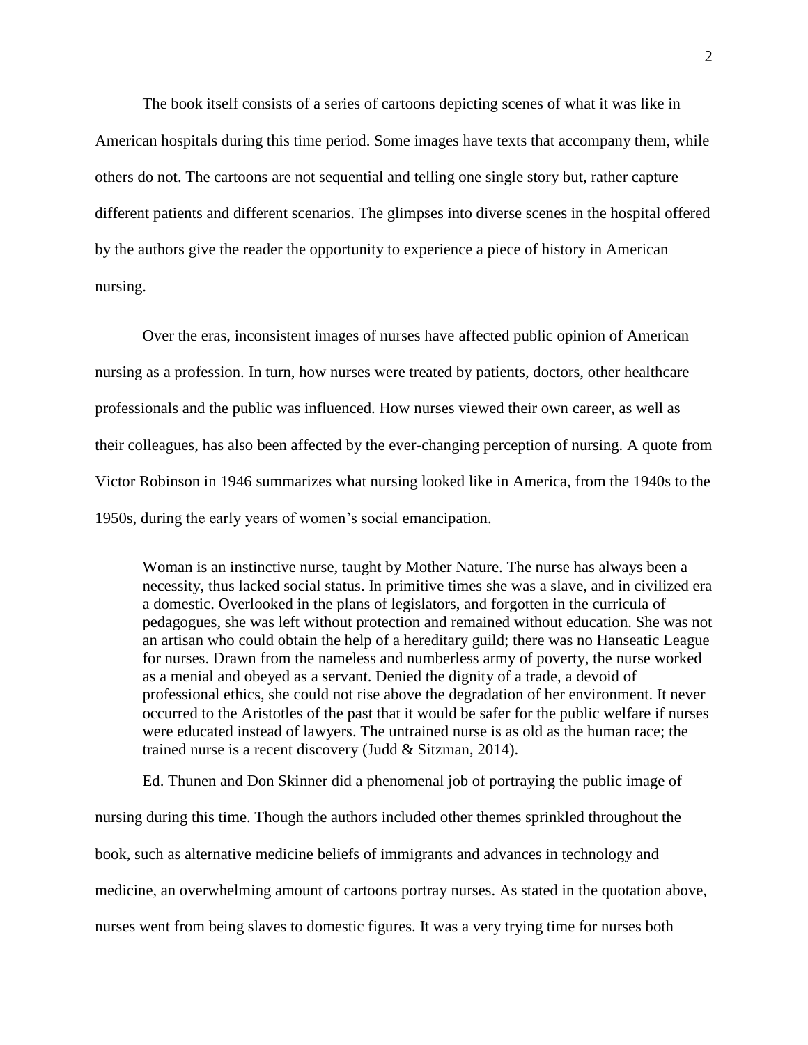The book itself consists of a series of cartoons depicting scenes of what it was like in American hospitals during this time period. Some images have texts that accompany them, while others do not. The cartoons are not sequential and telling one single story but, rather capture different patients and different scenarios. The glimpses into diverse scenes in the hospital offered by the authors give the reader the opportunity to experience a piece of history in American nursing.

Over the eras, inconsistent images of nurses have affected public opinion of American nursing as a profession. In turn, how nurses were treated by patients, doctors, other healthcare professionals and the public was influenced. How nurses viewed their own career, as well as their colleagues, has also been affected by the ever-changing perception of nursing. A quote from Victor Robinson in 1946 summarizes what nursing looked like in America, from the 1940s to the 1950s, during the early years of women's social emancipation.

> Woman is an instinctive nurse, taught by Mother Nature. The nurse has always been a necessity, thus lacked social status. In primitive times she was a slave, and in civilized era a domestic. Overlooked in the plans of legislators, and forgotten in the curricula of pedagogues, she was left without protection and remained without education. She was not an artisan who could obtain the help of a hereditary guild; there was no Hanseatic League for nurses. Drawn from the nameless and numberless army of poverty, the nurse worked as a menial and obeyed as a servant. Denied the dignity of a trade, a devoid of professional ethics, she could not rise above the degradation of her environment. It never occurred to the Aristotles of the past that it would be safer for the public welfare if nurses were educated instead of lawyers. The untrained nurse is as old as the human race; the trained nurse is a recent discovery (Judd & Sitzman, 2014).

Ed. Thunen and Don Skinner did a phenomenal job of portraying the public image of nursing during this time. Though the authors included other themes sprinkled throughout the book, such as alternative medicine beliefs of immigrants and advances in technology and medicine, an overwhelming amount of cartoons portray nurses. As stated in the quotation above, nurses went from being slaves to domestic figures. It was a very trying time for nurses both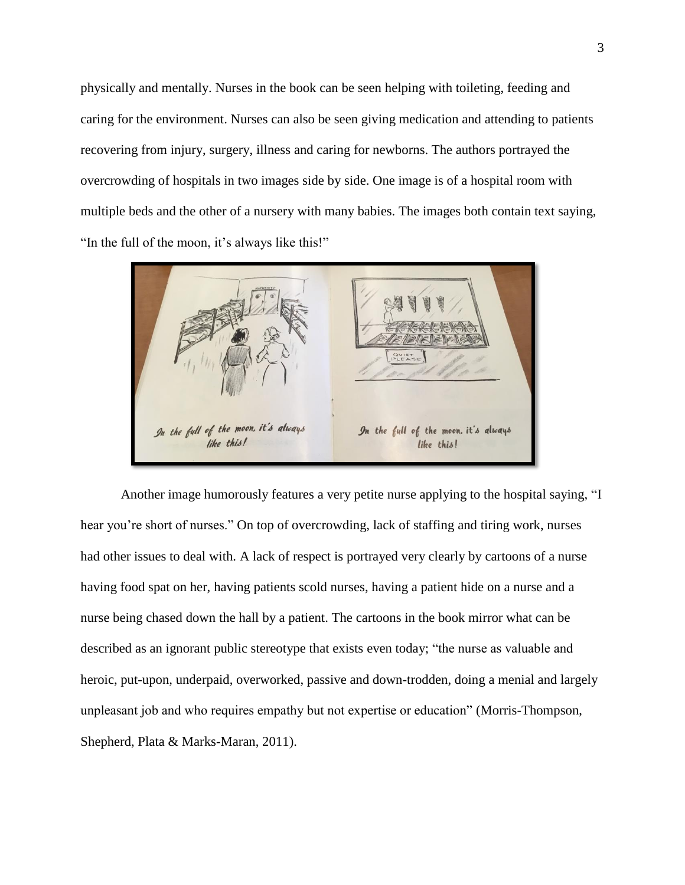physically and mentally. Nurses in the book can be seen helping with toileting, feeding and caring for the environment. Nurses can also be seen giving medication and attending to patients recovering from injury, surgery, illness and caring for newborns. The authors portrayed the overcrowding of hospitals in two images side by side. One image is of a hospital room with multiple beds and the other of a nursery with many babies. The images both contain text saying, "In the full of the moon, it's always like this!"

Another image humorously features a very petite nurse applying to the hospital saying, "I hear you're short of nurses." On top of overcrowding, lack of staffing and tiring work, nurses had other issues to deal with. A lack of respect is portrayed very clearly by cartoons of a nurse having food spat on her, having patients scold nurses, having a patient hide on a nurse and a nurse being chased down the hall by a patient. The cartoons in the book mirror what can be described as an ignorant public stereotype that exists even today; "the nurse as valuable and heroic, put-upon, underpaid, overworked, passive and down-trodden, doing a menial and largely unpleasant job and who requires empathy but not expertise or education" (Morris-Thompson, Shepherd, Plata & Marks-Maran, 2011).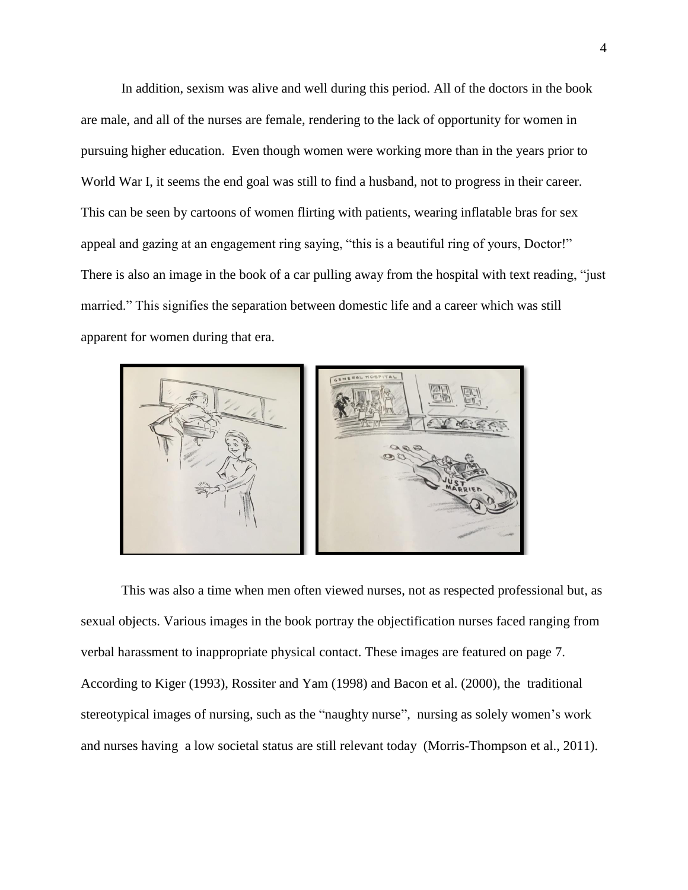In addition, sexism was alive and well during this period. All of the doctors in the book are male, and all of the nurses are female, rendering to the lack of opportunity for women in pursuing higher education. Even though women were working more than in the years prior to World War I, it seems the end goal was still to find a husband, not to progress in their career. This can be seen by cartoons of women flirting with patients, wearing inflatable bras for sex appeal and gazing at an engagement ring saying, "this is a beautiful ring of yours, Doctor!" There is also an image in the book of a car pulling away from the hospital with text reading, "just married." This signifies the separation between domestic life and a career which was still apparent for women during that era.

This was also a time when men often viewed nurses, not as respected professional but, as sexual objects. Various images in the book portray the objectification nurses faced ranging from verbal harassment to inappropriate physical contact. These images are featured on page 7. According to Kiger (1993), Rossiter and Yam (1998) and Bacon et al. (2000), the traditional stereotypical images of nursing, such as the "naughty nurse", nursing as solely women's work and nurses having a low societal status are still relevant today (Morris-Thompson et al., 2011).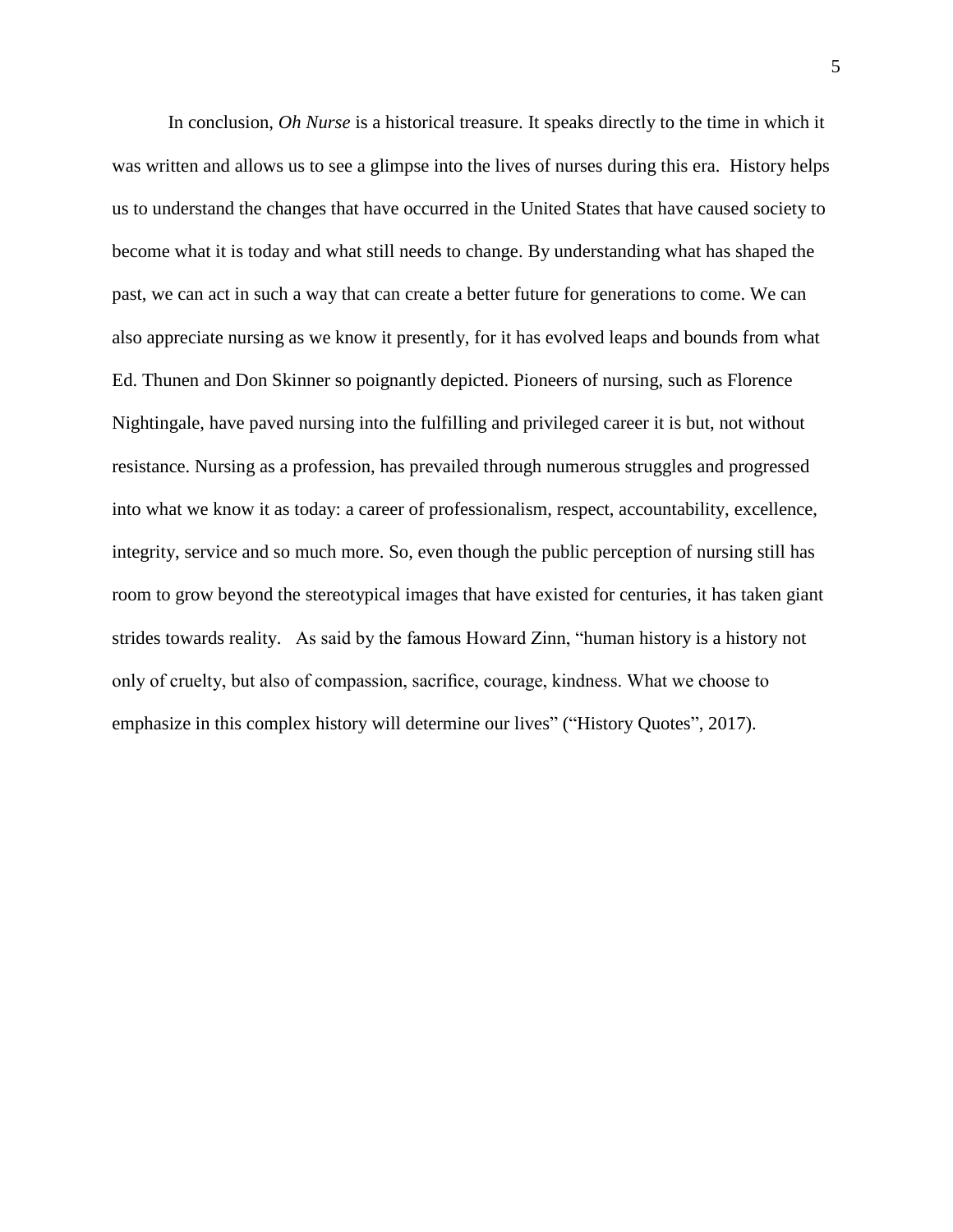In conclusion, *Oh Nurse* is a historical treasure. It speaks directly to the time in which it was written and allows us to see a glimpse into the lives of nurses during this era. History helps us to understand the changes that have occurred in the United States that have caused society to become what it is today and what still needs to change. By understanding what has shaped the past, we can act in such a way that can create a better future for generations to come. We can also appreciate nursing as we know it presently, for it has evolved leaps and bounds from what Ed. Thunen and Don Skinner so poignantly depicted. Pioneers of nursing, such as Florence Nightingale, have paved nursing into the fulfilling and privileged career it is but, not without resistance. Nursing as a profession, has prevailed through numerous struggles and progressed into what we know it as today: a career of professionalism, respect, accountability, excellence, integrity, service and so much more. So, even though the public perception of nursing still has room to grow beyond the stereotypical images that have existed for centuries, it has taken giant strides towards reality. As said by the famous Howard Zinn, "human history is a history not only of cruelty, but also of compassion, sacrifice, courage, kindness. What we choose to emphasize in this complex history will determine our lives" ("History Quotes", 2017).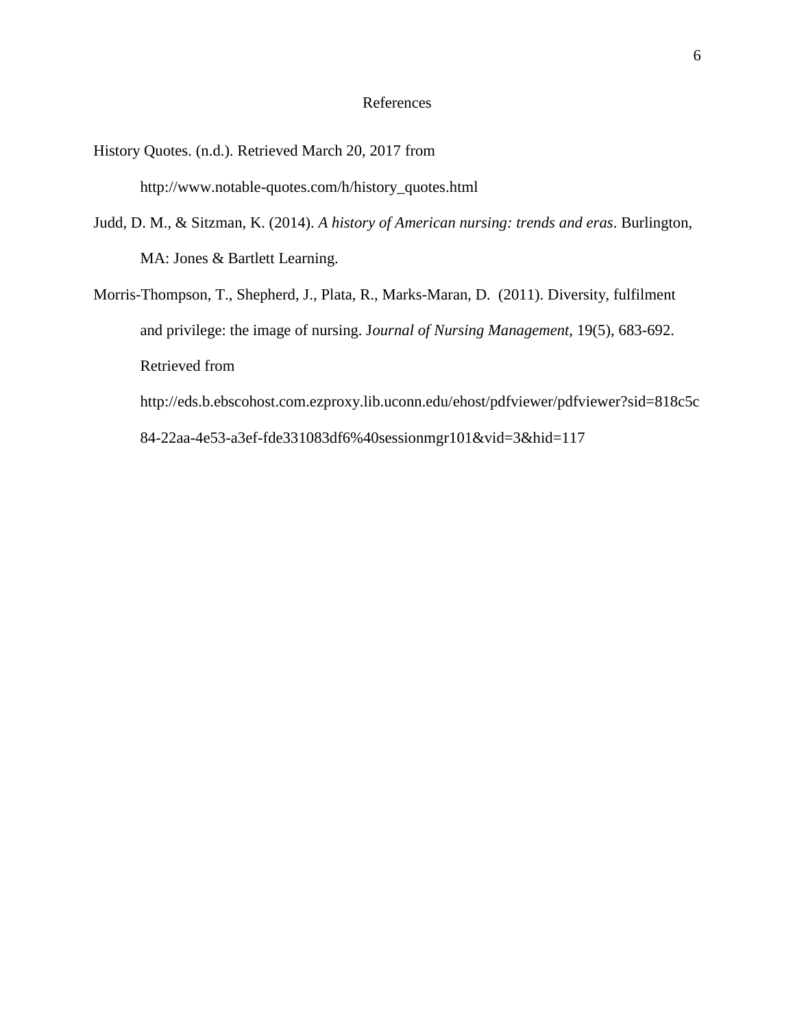# References

History Quotes. (n.d.). Retrieved March 20, 2017 from http://www.notable-quotes.com/h/history_quotes.html

Judd, D. M., & Sitzman, K. (2014). *A history of American nursing: trends and eras*. Burlington, MA: Jones & Bartlett Learning.

Morris-Thompson, T., Shepherd, J., Plata, R., Marks-Maran, D. (2011). Diversity, fulfilment and privilege: the image of nursing. J*ournal of Nursing Management*, 19(5), 683-692. Retrieved from http://eds.b.ebscohost.com.ezproxy.lib.uconn.edu/ehost/pdfviewer/pdfviewer?sid=818c5c84-22aa-4e53-a3ef-fde331083df6%40sessionmgr101&vid=3&hid=117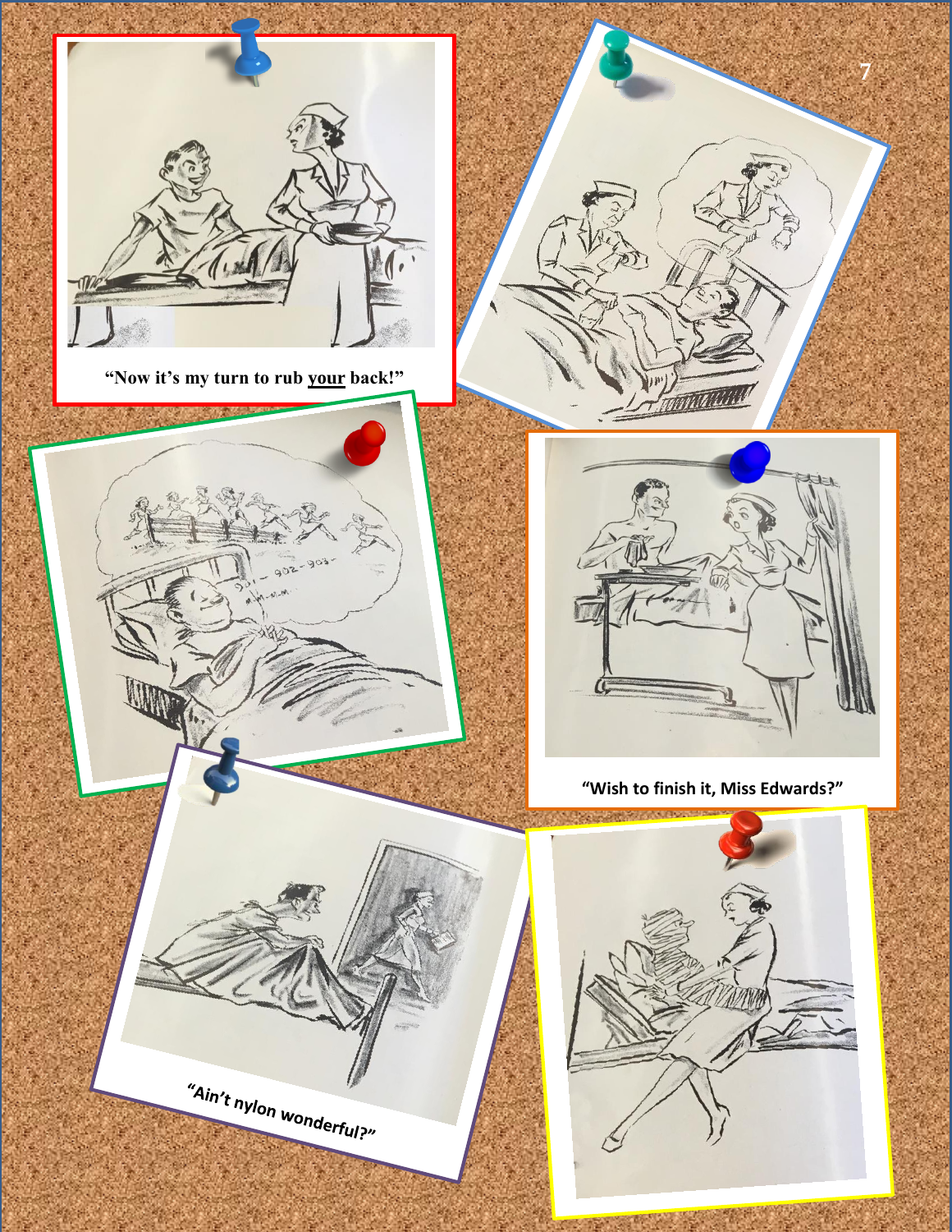"Now it's my turn to rub your back!"

"Wish to finish it, Miss Edwards?"

"Ain't nylon wonderful?"